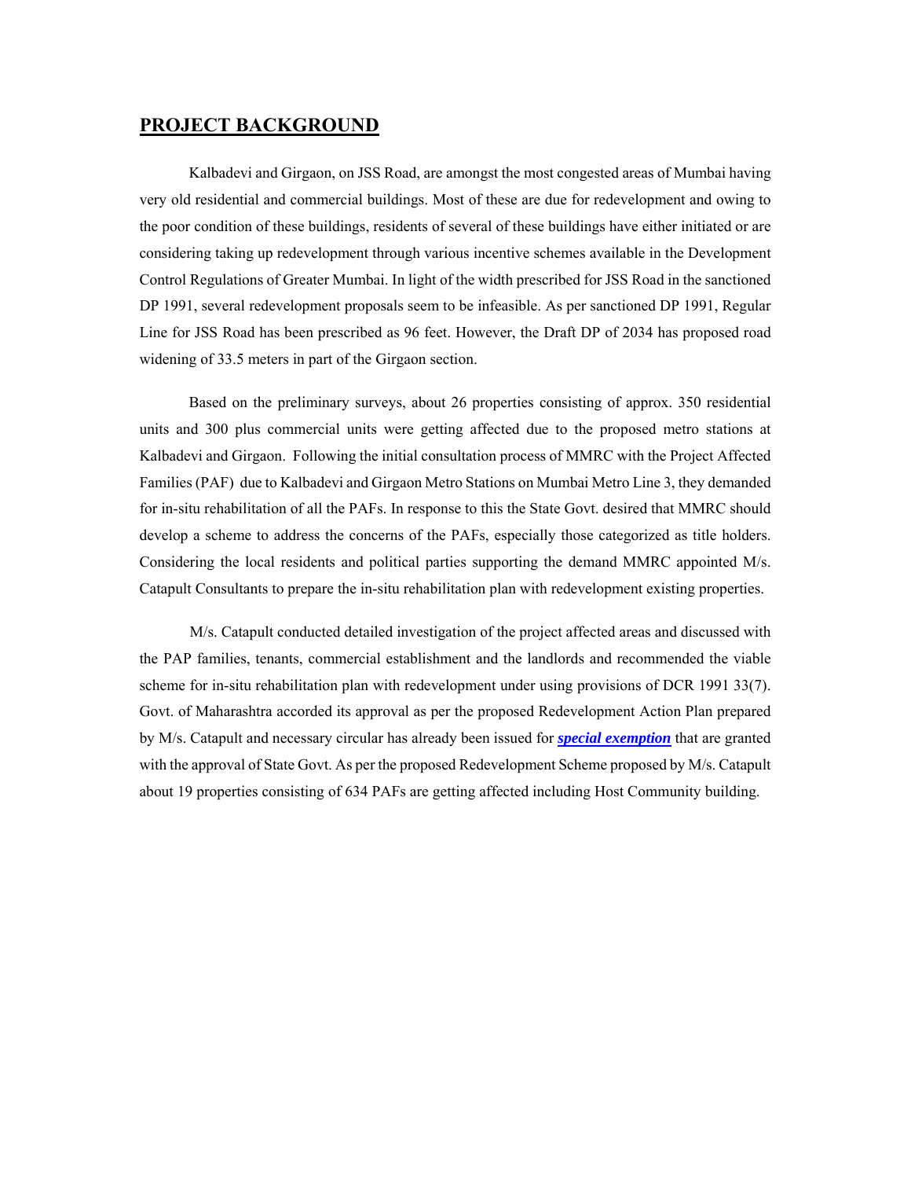# PROJECT BACKGROUND

Kalbadevi and Girgaon, on JSS Road, are amongst the most congested areas of Mumbai having very old residential and commercial buildings. Most of these are due for redevelopment and owing to the poor condition of these buildings, residents of several of these buildings have either initiated or are considering taking up redevelopment through various incentive schemes available in the Development Control Regulations of Greater Mumbai. In light of the width prescribed for JSS Road in the sanctioned DP 1991, several redevelopment proposals seem to be infeasible. As per sanctioned DP 1991, Regular Line for JSS Road has been prescribed as 96 feet. However, the Draft DP of 2034 has proposed road widening of 33.5 meters in part of the Girgaon section.

Based on the preliminary surveys, about 26 properties consisting of approx. 350 residential units and 300 plus commercial units were getting affected due to the proposed metro stations at Kalbadevi and Girgaon. Following the initial consultation process of MMRC with the Project Affected Families (PAF) due to Kalbadevi and Girgaon Metro Stations on Mumbai Metro Line 3, they demanded for in-situ rehabilitation of all the PAFs. In response to this the State Govt. desired that MMRC should develop a scheme to address the concerns of the PAFs, especially those categorized as title holders. Considering the local residents and political parties supporting the demand MMRC appointed M/s. Catapult Consultants to prepare the in-situ rehabilitation plan with redevelopment existing properties.

M/s. Catapult conducted detailed investigation of the project affected areas and discussed with the PAP families, tenants, commercial establishment and the landlords and recommended the viable scheme for in-situ rehabilitation plan with redevelopment under using provisions of DCR 1991 33(7). Govt. of Maharashtra accorded its approval as per the proposed Redevelopment Action Plan prepared by M/s. Catapult and necessary circular has already been issued for ***special exemption*** that are granted with the approval of State Govt. As per the proposed Redevelopment Scheme proposed by M/s. Catapult about 19 properties consisting of 634 PAFs are getting affected including Host Community building.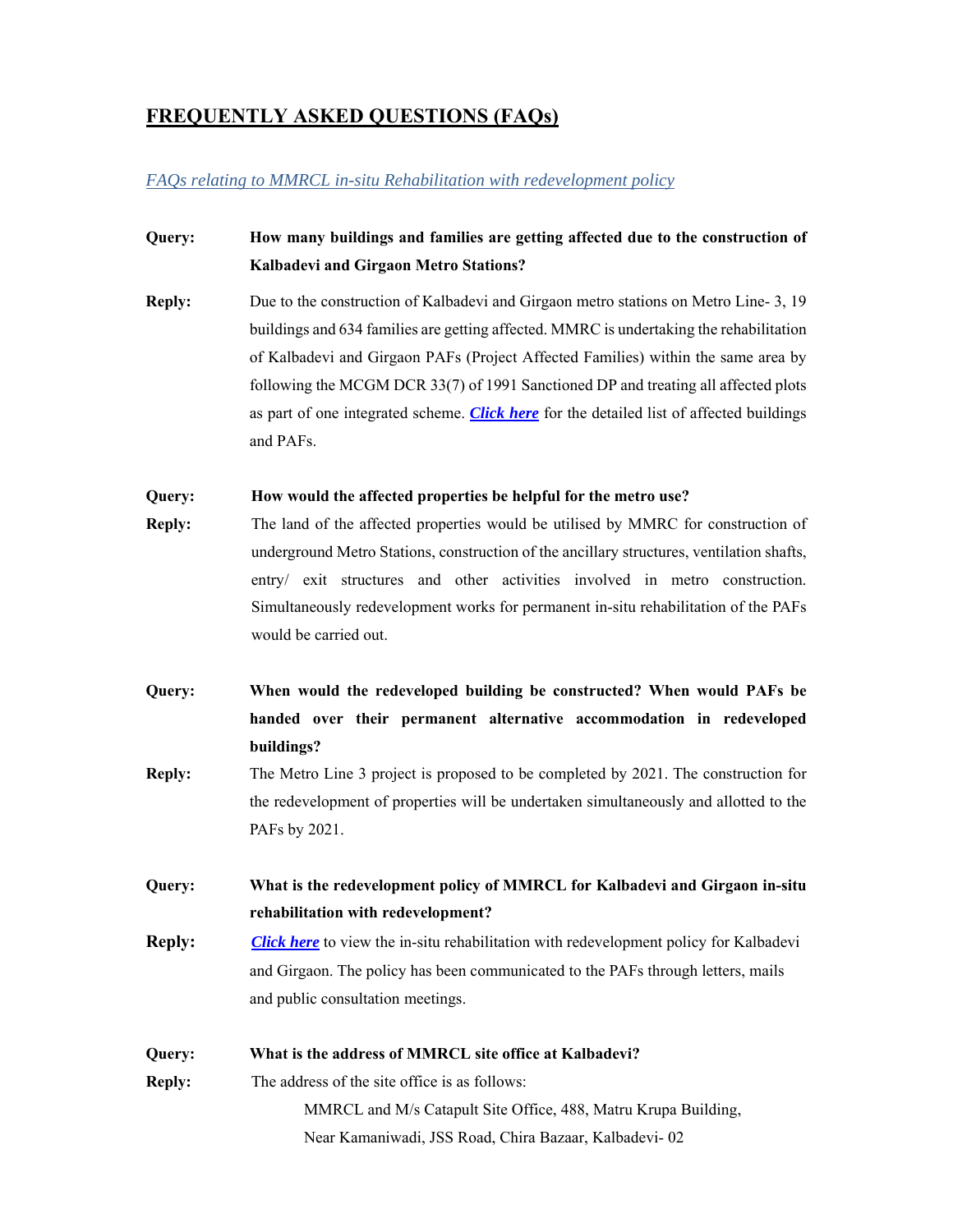# FREQUENTLY ASKED QUESTIONS (FAQs)

*FAQs relating to MMRCL in-situ Rehabilitation with redevelopment policy*

**Query:** **How many buildings and families are getting affected due to the construction of Kalbadevi and Girgaon Metro Stations?**

**Reply:** Due to the construction of Kalbadevi and Girgaon metro stations on Metro Line- 3, 19 buildings and 634 families are getting affected. MMRC is undertaking the rehabilitation of Kalbadevi and Girgaon PAFs (Project Affected Families) within the same area by following the MCGM DCR 33(7) of 1991 Sanctioned DP and treating all affected plots as part of one integrated scheme. ***Click here*** for the detailed list of affected buildings and PAFs.

**Query:** **How would the affected properties be helpful for the metro use?**

**Reply:** The land of the affected properties would be utilised by MMRC for construction of underground Metro Stations, construction of the ancillary structures, ventilation shafts, entry/ exit structures and other activities involved in metro construction. Simultaneously redevelopment works for permanent in-situ rehabilitation of the PAFs would be carried out.

**Query:** **When would the redeveloped building be constructed? When would PAFs be handed over their permanent alternative accommodation in redeveloped buildings?**

**Reply:** The Metro Line 3 project is proposed to be completed by 2021. The construction for the redevelopment of properties will be undertaken simultaneously and allotted to the PAFs by 2021.

**Query:** **What is the redevelopment policy of MMRCL for Kalbadevi and Girgaon in-situ rehabilitation with redevelopment?**

**Reply:** ***Click here*** to view the in-situ rehabilitation with redevelopment policy for Kalbadevi and Girgaon. The policy has been communicated to the PAFs through letters, mails and public consultation meetings.

**Query:** **What is the address of MMRCL site office at Kalbadevi?**

**Reply:** The address of the site office is as follows:

MMRCL and M/s Catapult Site Office, 488, Matru Krupa Building,
Near Kamaniwadi, JSS Road, Chira Bazaar, Kalbadevi- 02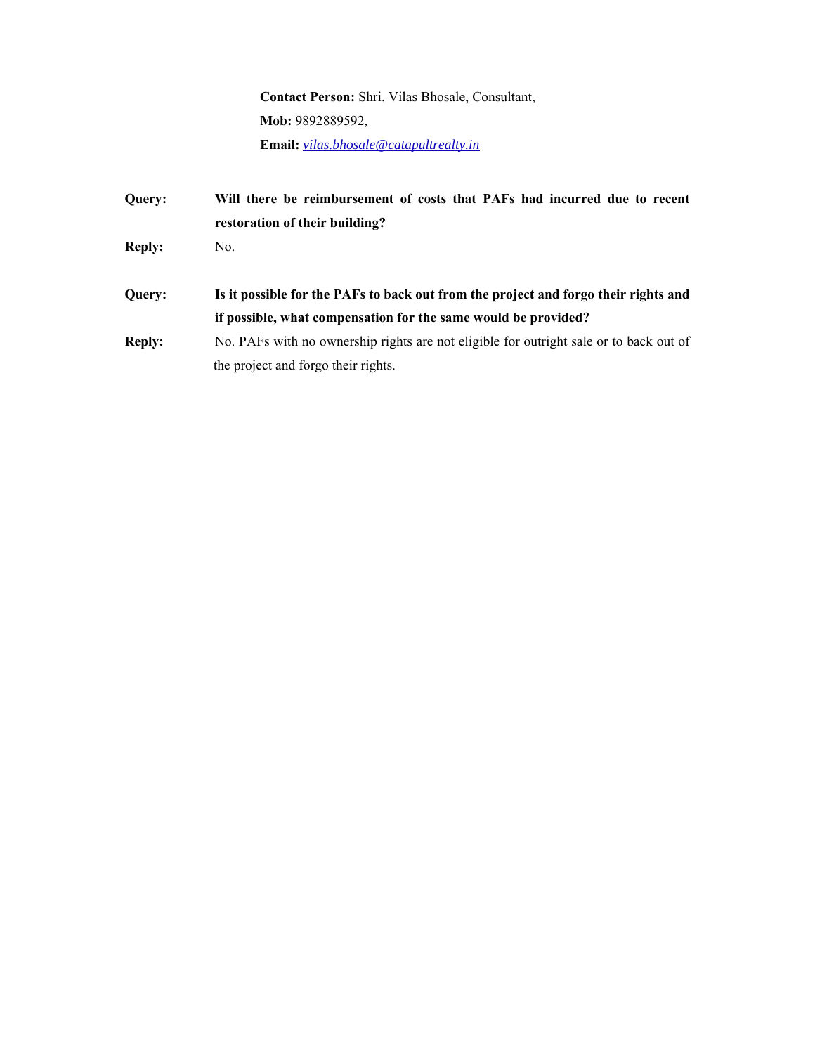**Contact Person:** Shri. Vilas Bhosale, Consultant,

**Mob:** 9892889592,

**Email:** *vilas.bhosale@catapultrealty.in*

**Query:** **Will there be reimbursement of costs that PAFs had incurred due to recent restoration of their building?**

**Reply:** No.

**Query:** **Is it possible for the PAFs to back out from the project and forgo their rights and if possible, what compensation for the same would be provided?**

**Reply:** No. PAFs with no ownership rights are not eligible for outright sale or to back out of the project and forgo their rights.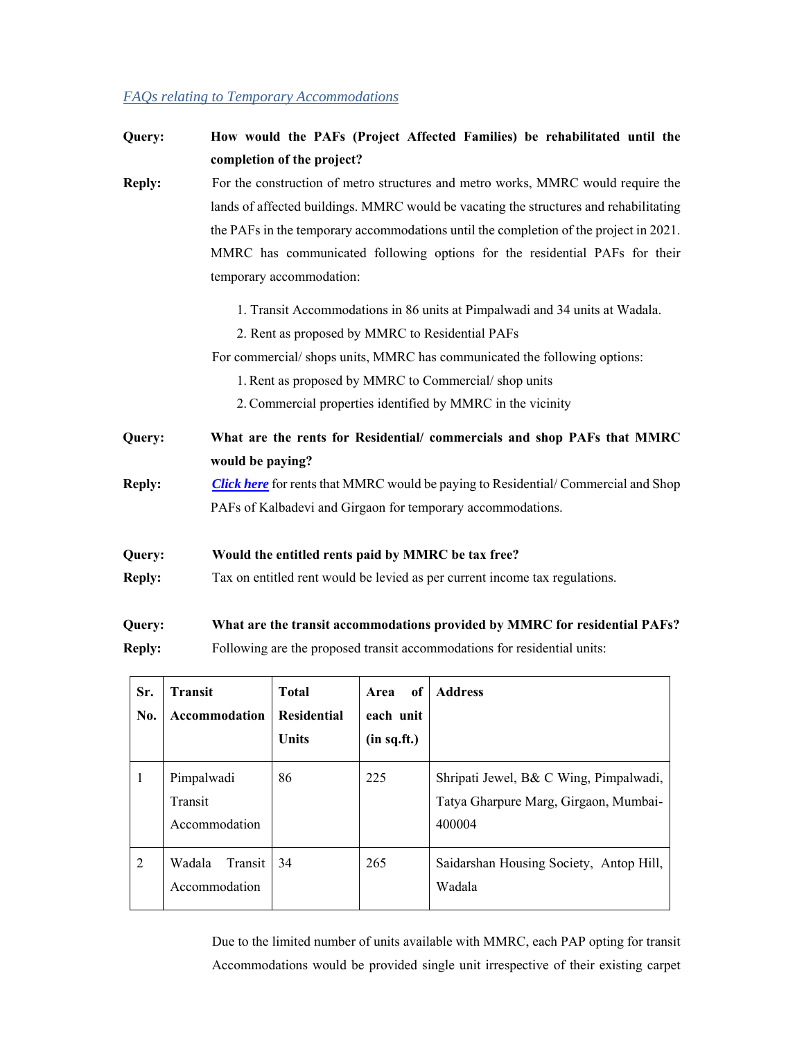*FAQs relating to Temporary Accommodations*

**Query:** **How would the PAFs (Project Affected Families) be rehabilitated until the completion of the project?**

**Reply:** For the construction of metro structures and metro works, MMRC would require the lands of affected buildings. MMRC would be vacating the structures and rehabilitating the PAFs in the temporary accommodations until the completion of the project in 2021. MMRC has communicated following options for the residential PAFs for their temporary accommodation:

1. Transit Accommodations in 86 units at Pimpalwadi and 34 units at Wadala.
2. Rent as proposed by MMRC to Residential PAFs

For commercial/ shops units, MMRC has communicated the following options:

1. Rent as proposed by MMRC to Commercial/ shop units
2. Commercial properties identified by MMRC in the vicinity

**Query:** **What are the rents for Residential/ commercials and shop PAFs that MMRC would be paying?**

**Reply:** ***Click here*** for rents that MMRC would be paying to Residential/ Commercial and Shop PAFs of Kalbadevi and Girgaon for temporary accommodations.

**Query:** **Would the entitled rents paid by MMRC be tax free?**

**Reply:** Tax on entitled rent would be levied as per current income tax regulations.

**Query:** **What are the transit accommodations provided by MMRC for residential PAFs?**

**Reply:** Following are the proposed transit accommodations for residential units:

| Sr. No. | Transit Accommodation | Total Residential Units | Area of each unit (in sq.ft.) | Address |
|---|---|---|---|---|
| 1 | Pimpalwadi Transit Accommodation | 86 | 225 | Shripati Jewel, B& C Wing, Pimpalwadi, Tatya Gharpure Marg, Girgaon, Mumbai-400004 |
| 2 | Wadala Transit Accommodation | 34 | 265 | Saidarshan Housing Society, Antop Hill, Wadala |

Due to the limited number of units available with MMRC, each PAP opting for transit Accommodations would be provided single unit irrespective of their existing carpet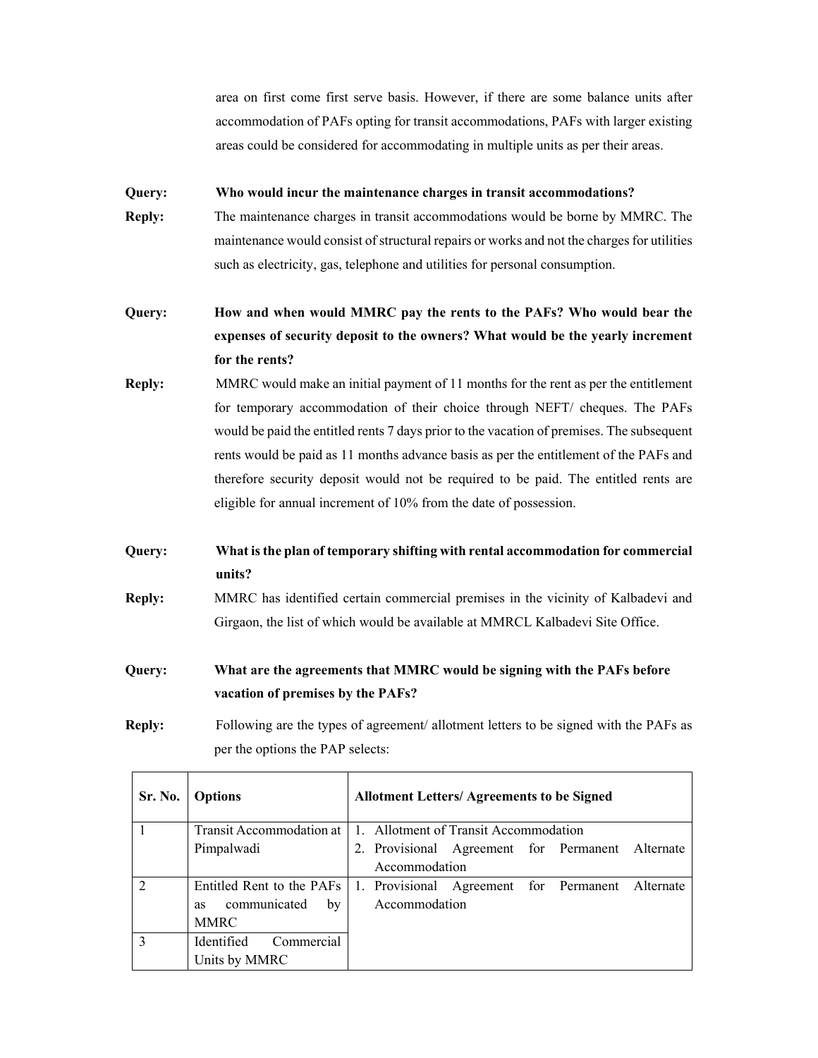area on first come first serve basis. However, if there are some balance units after accommodation of PAFs opting for transit accommodations, PAFs with larger existing areas could be considered for accommodating in multiple units as per their areas.

**Query:** **Who would incur the maintenance charges in transit accommodations?**

**Reply:** The maintenance charges in transit accommodations would be borne by MMRC. The maintenance would consist of structural repairs or works and not the charges for utilities such as electricity, gas, telephone and utilities for personal consumption.

**Query:** **How and when would MMRC pay the rents to the PAFs? Who would bear the expenses of security deposit to the owners? What would be the yearly increment for the rents?**

**Reply:** MMRC would make an initial payment of 11 months for the rent as per the entitlement for temporary accommodation of their choice through NEFT/ cheques. The PAFs would be paid the entitled rents 7 days prior to the vacation of premises. The subsequent rents would be paid as 11 months advance basis as per the entitlement of the PAFs and therefore security deposit would not be required to be paid. The entitled rents are eligible for annual increment of 10% from the date of possession.

**Query:** **What is the plan of temporary shifting with rental accommodation for commercial units?**

**Reply:** MMRC has identified certain commercial premises in the vicinity of Kalbadevi and Girgaon, the list of which would be available at MMRCL Kalbadevi Site Office.

**Query:** **What are the agreements that MMRC would be signing with the PAFs before vacation of premises by the PAFs?**

**Reply:** Following are the types of agreement/ allotment letters to be signed with the PAFs as per the options the PAP selects:

| Sr. No. | Options | Allotment Letters/ Agreements to be Signed |
|---|---|---|
| 1 | Transit Accommodation at Pimpalwadi | 1. Allotment of Transit Accommodation<br>2. Provisional Agreement for Permanent Alternate Accommodation |
| 2 | Entitled Rent to the PAFs as communicated by MMRC | 1. Provisional Agreement for Permanent Alternate Accommodation |
| 3 | Identified Commercial Units by MMRC | |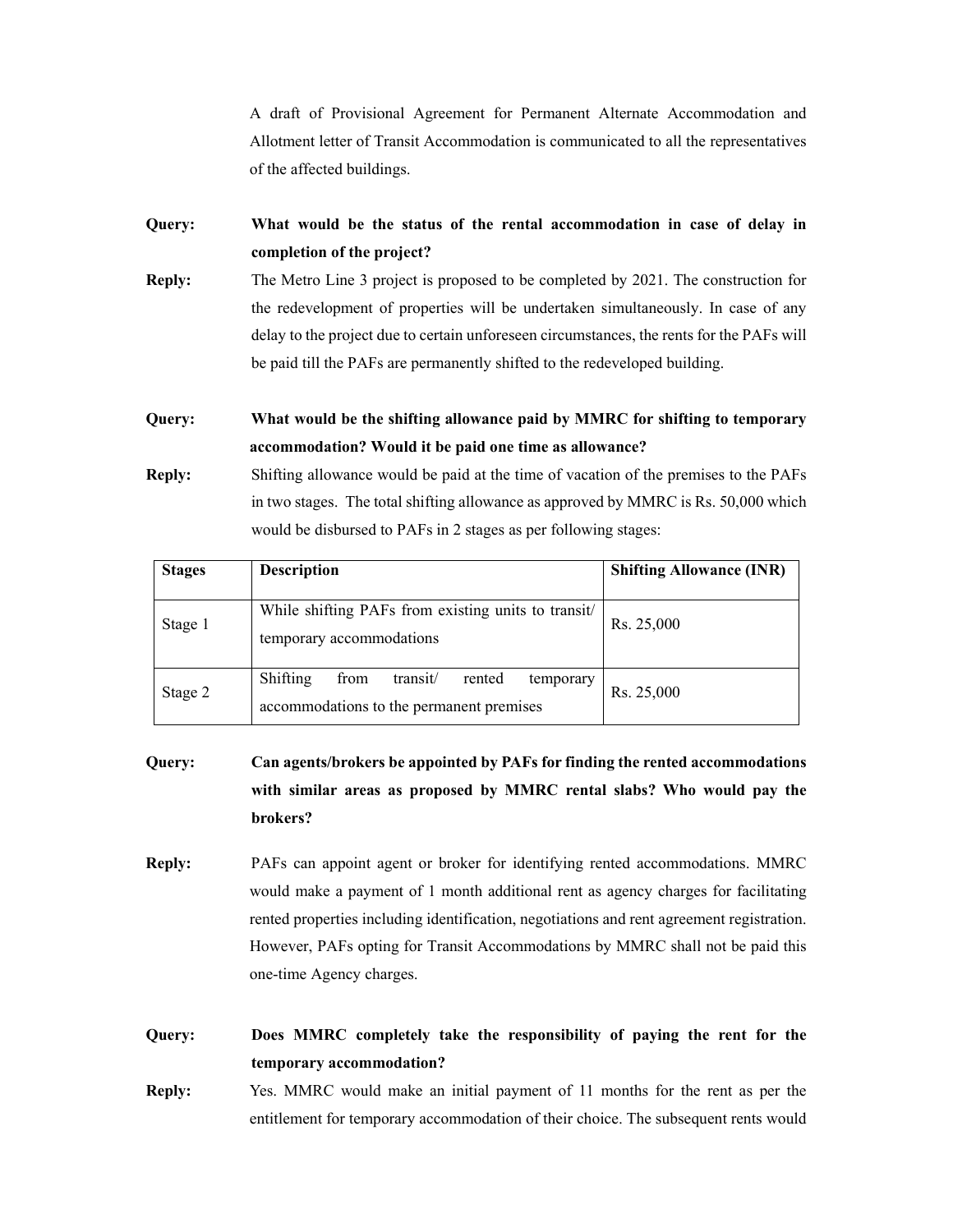A draft of Provisional Agreement for Permanent Alternate Accommodation and Allotment letter of Transit Accommodation is communicated to all the representatives of the affected buildings.

**Query:** **What would be the status of the rental accommodation in case of delay in completion of the project?**

**Reply:** The Metro Line 3 project is proposed to be completed by 2021. The construction for the redevelopment of properties will be undertaken simultaneously. In case of any delay to the project due to certain unforeseen circumstances, the rents for the PAFs will be paid till the PAFs are permanently shifted to the redeveloped building.

**Query:** **What would be the shifting allowance paid by MMRC for shifting to temporary accommodation? Would it be paid one time as allowance?**

**Reply:** Shifting allowance would be paid at the time of vacation of the premises to the PAFs in two stages. The total shifting allowance as approved by MMRC is Rs. 50,000 which would be disbursed to PAFs in 2 stages as per following stages:

| Stages | Description | Shifting Allowance (INR) |
|---|---|---|
| Stage 1 | While shifting PAFs from existing units to transit/ temporary accommodations | Rs. 25,000 |
| Stage 2 | Shifting from transit/ rented temporary accommodations to the permanent premises | Rs. 25,000 |

**Query:** **Can agents/brokers be appointed by PAFs for finding the rented accommodations with similar areas as proposed by MMRC rental slabs? Who would pay the brokers?**

**Reply:** PAFs can appoint agent or broker for identifying rented accommodations. MMRC would make a payment of 1 month additional rent as agency charges for facilitating rented properties including identification, negotiations and rent agreement registration. However, PAFs opting for Transit Accommodations by MMRC shall not be paid this one-time Agency charges.

**Query:** **Does MMRC completely take the responsibility of paying the rent for the temporary accommodation?**

**Reply:** Yes. MMRC would make an initial payment of 11 months for the rent as per the entitlement for temporary accommodation of their choice. The subsequent rents would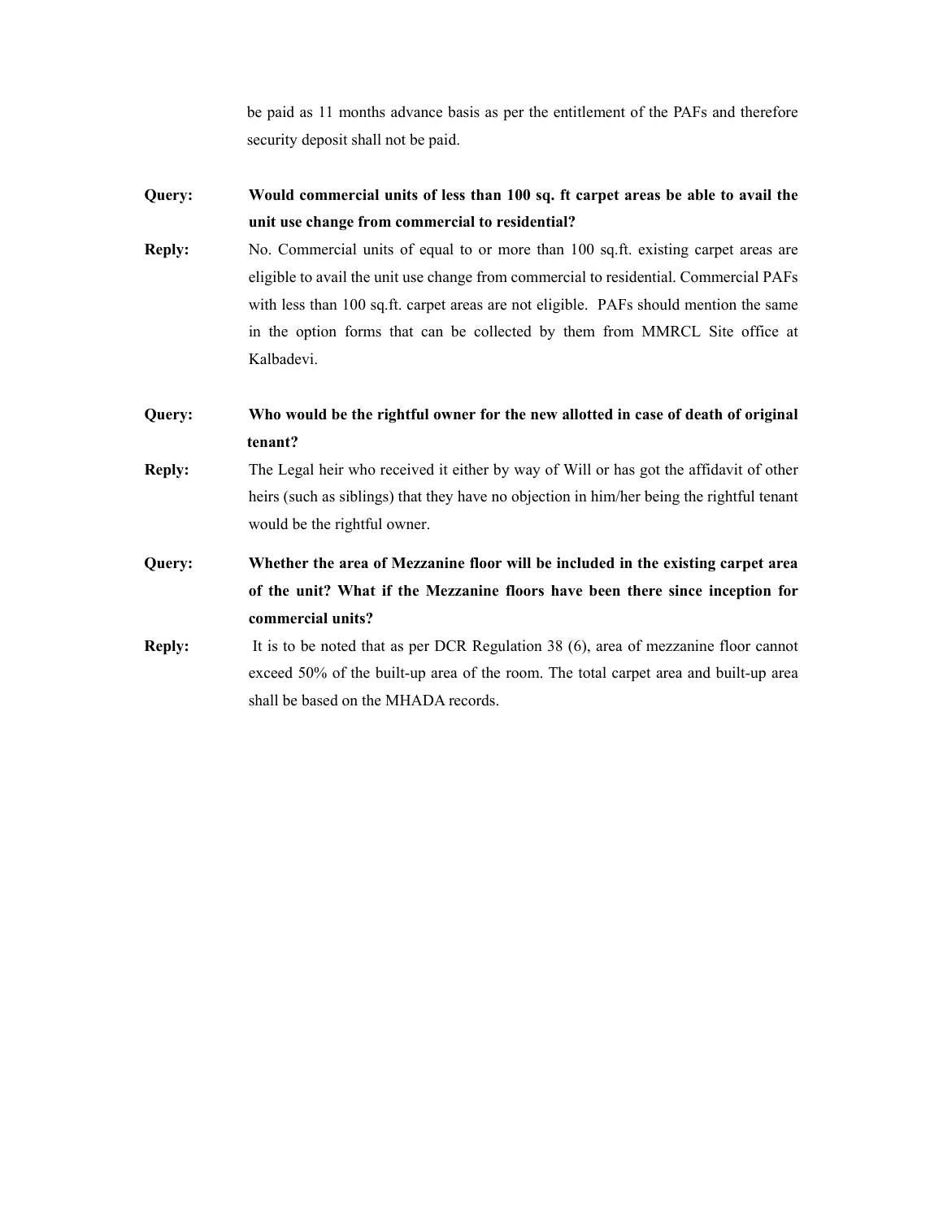be paid as 11 months advance basis as per the entitlement of the PAFs and therefore security deposit shall not be paid.

**Query:** **Would commercial units of less than 100 sq. ft carpet areas be able to avail the unit use change from commercial to residential?**

**Reply:** No. Commercial units of equal to or more than 100 sq.ft. existing carpet areas are eligible to avail the unit use change from commercial to residential. Commercial PAFs with less than 100 sq.ft. carpet areas are not eligible. PAFs should mention the same in the option forms that can be collected by them from MMRCL Site office at Kalbadevi.

**Query:** **Who would be the rightful owner for the new allotted in case of death of original tenant?**

**Reply:** The Legal heir who received it either by way of Will or has got the affidavit of other heirs (such as siblings) that they have no objection in him/her being the rightful tenant would be the rightful owner.

**Query:** **Whether the area of Mezzanine floor will be included in the existing carpet area of the unit? What if the Mezzanine floors have been there since inception for commercial units?**

**Reply:** It is to be noted that as per DCR Regulation 38 (6), area of mezzanine floor cannot exceed 50% of the built-up area of the room. The total carpet area and built-up area shall be based on the MHADA records.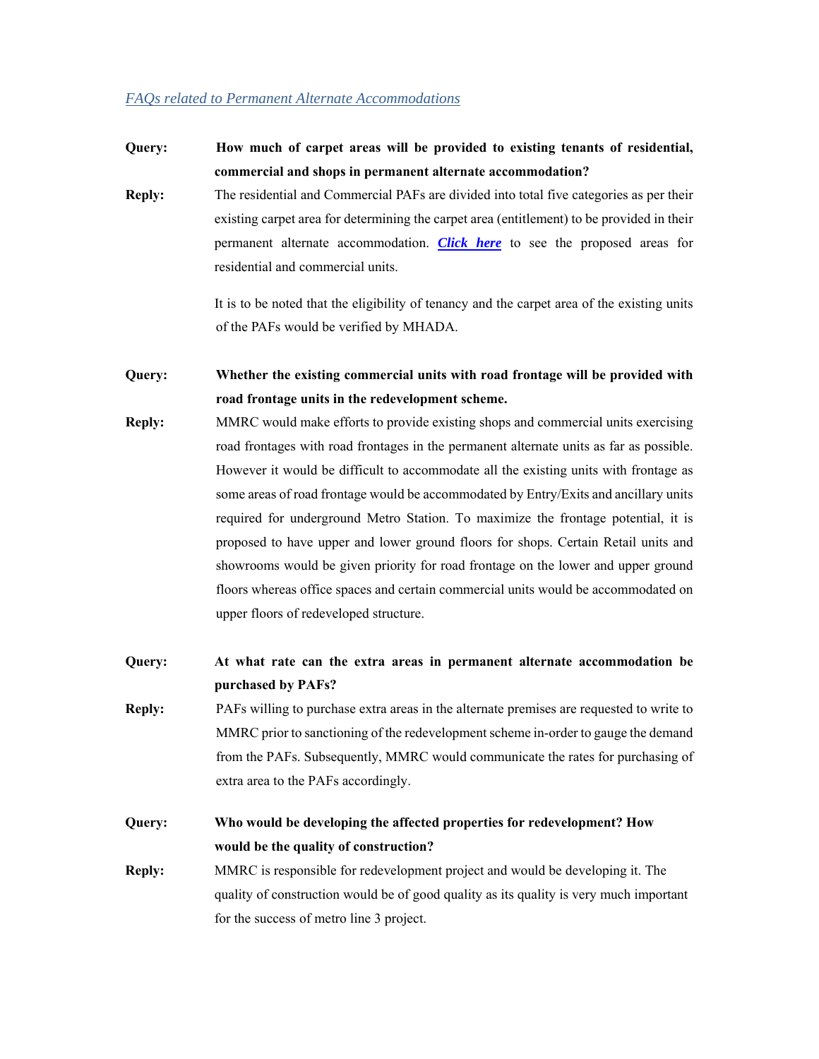*FAQs related to Permanent Alternate Accommodations*

**Query:** **How much of carpet areas will be provided to existing tenants of residential, commercial and shops in permanent alternate accommodation?**

**Reply:** The residential and Commercial PAFs are divided into total five categories as per their existing carpet area for determining the carpet area (entitlement) to be provided in their permanent alternate accommodation. ***Click here*** to see the proposed areas for residential and commercial units.

It is to be noted that the eligibility of tenancy and the carpet area of the existing units of the PAFs would be verified by MHADA.

**Query:** **Whether the existing commercial units with road frontage will be provided with road frontage units in the redevelopment scheme.**

**Reply:** MMRC would make efforts to provide existing shops and commercial units exercising road frontages with road frontages in the permanent alternate units as far as possible. However it would be difficult to accommodate all the existing units with frontage as some areas of road frontage would be accommodated by Entry/Exits and ancillary units required for underground Metro Station. To maximize the frontage potential, it is proposed to have upper and lower ground floors for shops. Certain Retail units and showrooms would be given priority for road frontage on the lower and upper ground floors whereas office spaces and certain commercial units would be accommodated on upper floors of redeveloped structure.

**Query:** **At what rate can the extra areas in permanent alternate accommodation be purchased by PAFs?**

**Reply:** PAFs willing to purchase extra areas in the alternate premises are requested to write to MMRC prior to sanctioning of the redevelopment scheme in-order to gauge the demand from the PAFs. Subsequently, MMRC would communicate the rates for purchasing of extra area to the PAFs accordingly.

**Query:** **Who would be developing the affected properties for redevelopment? How would be the quality of construction?**

**Reply:** MMRC is responsible for redevelopment project and would be developing it. The quality of construction would be of good quality as its quality is very much important for the success of metro line 3 project.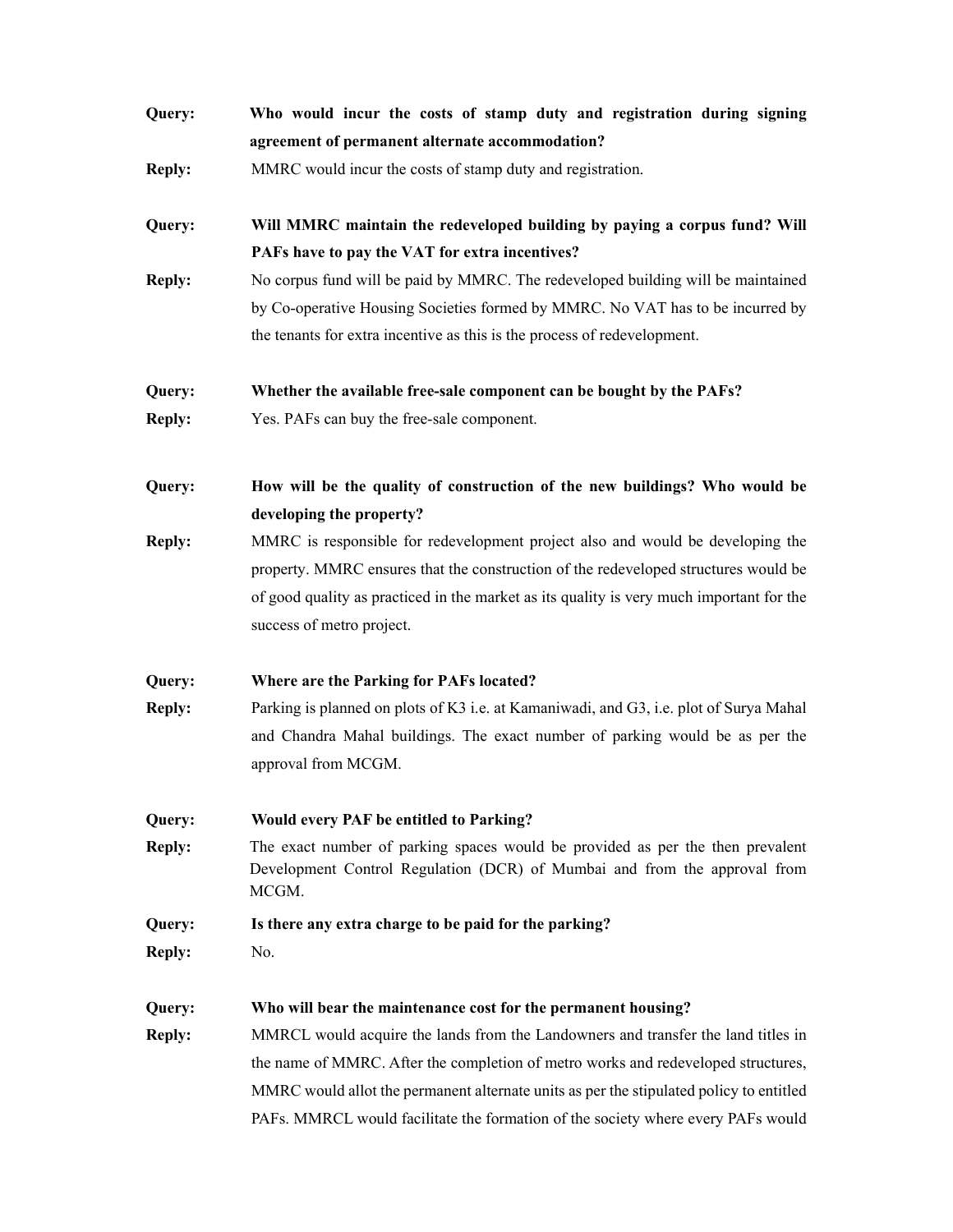**Query:** **Who would incur the costs of stamp duty and registration during signing agreement of permanent alternate accommodation?**

**Reply:** MMRC would incur the costs of stamp duty and registration.

**Query:** **Will MMRC maintain the redeveloped building by paying a corpus fund? Will PAFs have to pay the VAT for extra incentives?**

**Reply:** No corpus fund will be paid by MMRC. The redeveloped building will be maintained by Co-operative Housing Societies formed by MMRC. No VAT has to be incurred by the tenants for extra incentive as this is the process of redevelopment.

**Query:** **Whether the available free-sale component can be bought by the PAFs?**

**Reply:** Yes. PAFs can buy the free-sale component.

**Query:** **How will be the quality of construction of the new buildings? Who would be developing the property?**

**Reply:** MMRC is responsible for redevelopment project also and would be developing the property. MMRC ensures that the construction of the redeveloped structures would be of good quality as practiced in the market as its quality is very much important for the success of metro project.

**Query:** **Where are the Parking for PAFs located?**

**Reply:** Parking is planned on plots of K3 i.e. at Kamaniwadi, and G3, i.e. plot of Surya Mahal and Chandra Mahal buildings. The exact number of parking would be as per the approval from MCGM.

**Query:** **Would every PAF be entitled to Parking?**

**Reply:** The exact number of parking spaces would be provided as per the then prevalent Development Control Regulation (DCR) of Mumbai and from the approval from MCGM.

**Query:** **Is there any extra charge to be paid for the parking?**

**Reply:** No.

**Query:** **Who will bear the maintenance cost for the permanent housing?**

**Reply:** MMRCL would acquire the lands from the Landowners and transfer the land titles in the name of MMRC. After the completion of metro works and redeveloped structures, MMRC would allot the permanent alternate units as per the stipulated policy to entitled PAFs. MMRCL would facilitate the formation of the society where every PAFs would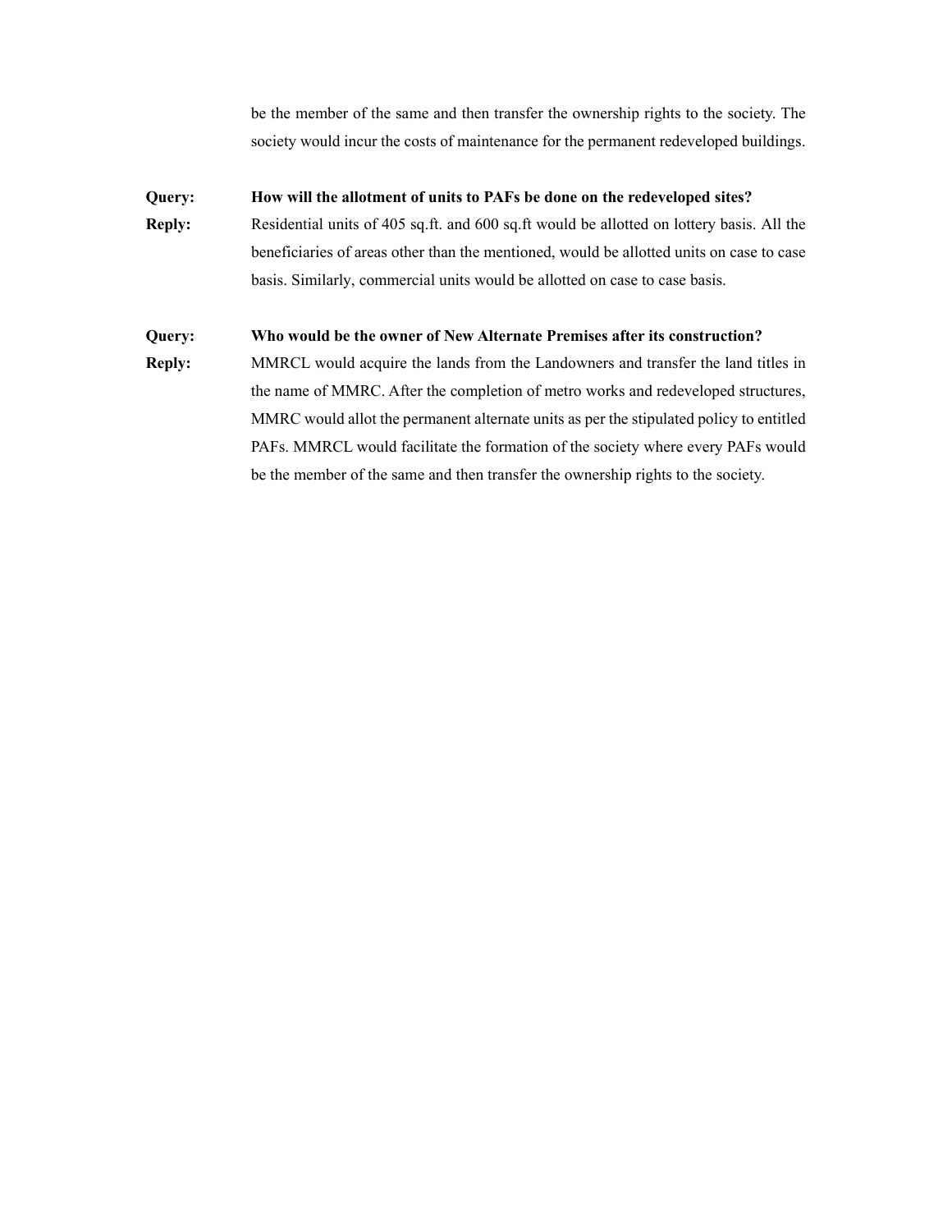be the member of the same and then transfer the ownership rights to the society. The society would incur the costs of maintenance for the permanent redeveloped buildings.

**Query:** **How will the allotment of units to PAFs be done on the redeveloped sites?**

**Reply:** Residential units of 405 sq.ft. and 600 sq.ft would be allotted on lottery basis. All the beneficiaries of areas other than the mentioned, would be allotted units on case to case basis. Similarly, commercial units would be allotted on case to case basis.

**Query:** **Who would be the owner of New Alternate Premises after its construction?**

**Reply:** MMRCL would acquire the lands from the Landowners and transfer the land titles in the name of MMRC. After the completion of metro works and redeveloped structures, MMRC would allot the permanent alternate units as per the stipulated policy to entitled PAFs. MMRCL would facilitate the formation of the society where every PAFs would be the member of the same and then transfer the ownership rights to the society.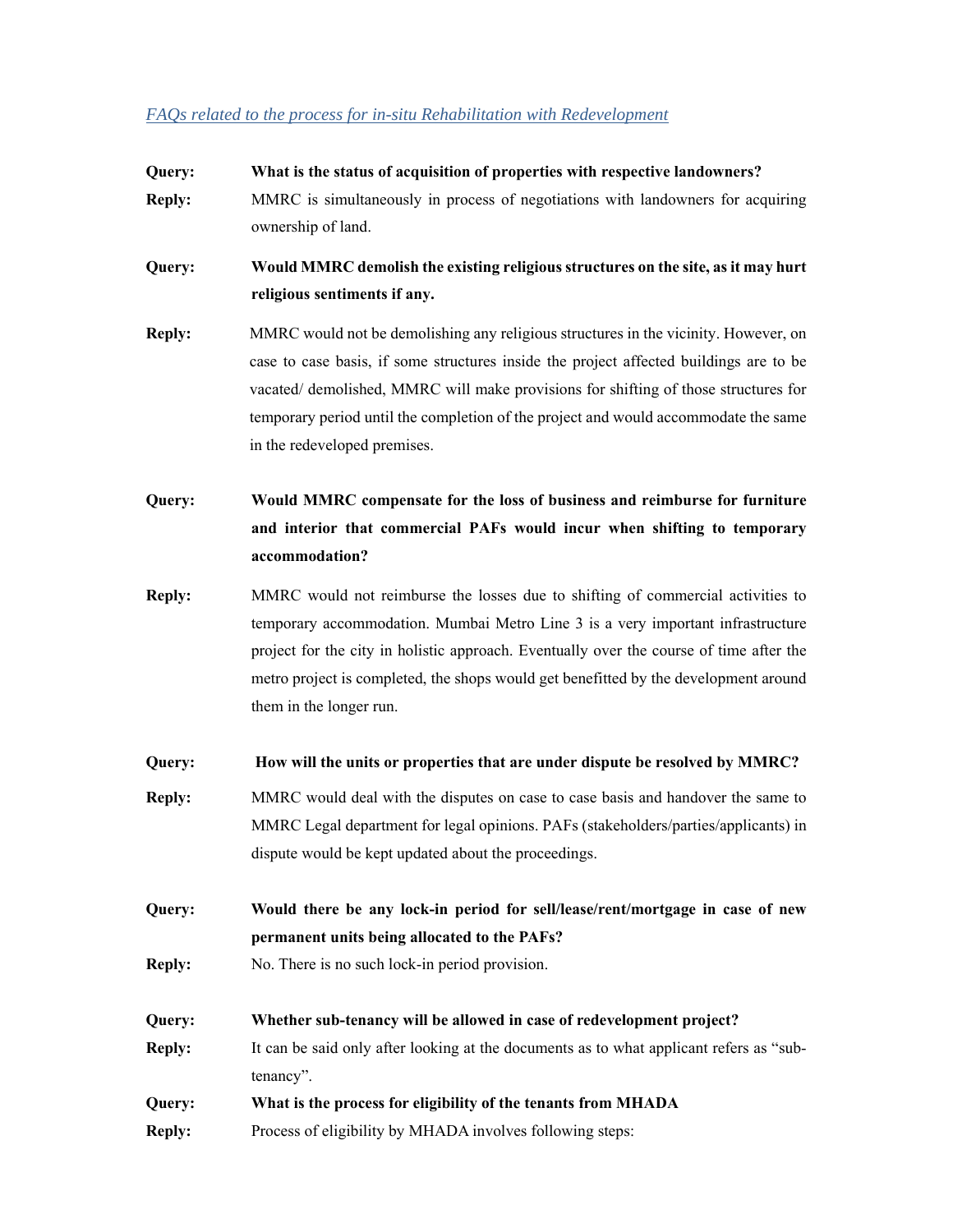*FAQs related to the process for in-situ Rehabilitation with Redevelopment*

**Query:** **What is the status of acquisition of properties with respective landowners?**

**Reply:** MMRC is simultaneously in process of negotiations with landowners for acquiring ownership of land.

**Query:** **Would MMRC demolish the existing religious structures on the site, as it may hurt religious sentiments if any.**

**Reply:** MMRC would not be demolishing any religious structures in the vicinity. However, on case to case basis, if some structures inside the project affected buildings are to be vacated/ demolished, MMRC will make provisions for shifting of those structures for temporary period until the completion of the project and would accommodate the same in the redeveloped premises.

**Query:** **Would MMRC compensate for the loss of business and reimburse for furniture and interior that commercial PAFs would incur when shifting to temporary accommodation?**

**Reply:** MMRC would not reimburse the losses due to shifting of commercial activities to temporary accommodation. Mumbai Metro Line 3 is a very important infrastructure project for the city in holistic approach. Eventually over the course of time after the metro project is completed, the shops would get benefitted by the development around them in the longer run.

**Query:** **How will the units or properties that are under dispute be resolved by MMRC?**

**Reply:** MMRC would deal with the disputes on case to case basis and handover the same to MMRC Legal department for legal opinions. PAFs (stakeholders/parties/applicants) in dispute would be kept updated about the proceedings.

**Query:** **Would there be any lock-in period for sell/lease/rent/mortgage in case of new permanent units being allocated to the PAFs?**

**Reply:** No. There is no such lock-in period provision.

**Query:** **Whether sub-tenancy will be allowed in case of redevelopment project?**

**Reply:** It can be said only after looking at the documents as to what applicant refers as "sub-tenancy".

**Query:** **What is the process for eligibility of the tenants from MHADA**

**Reply:** Process of eligibility by MHADA involves following steps: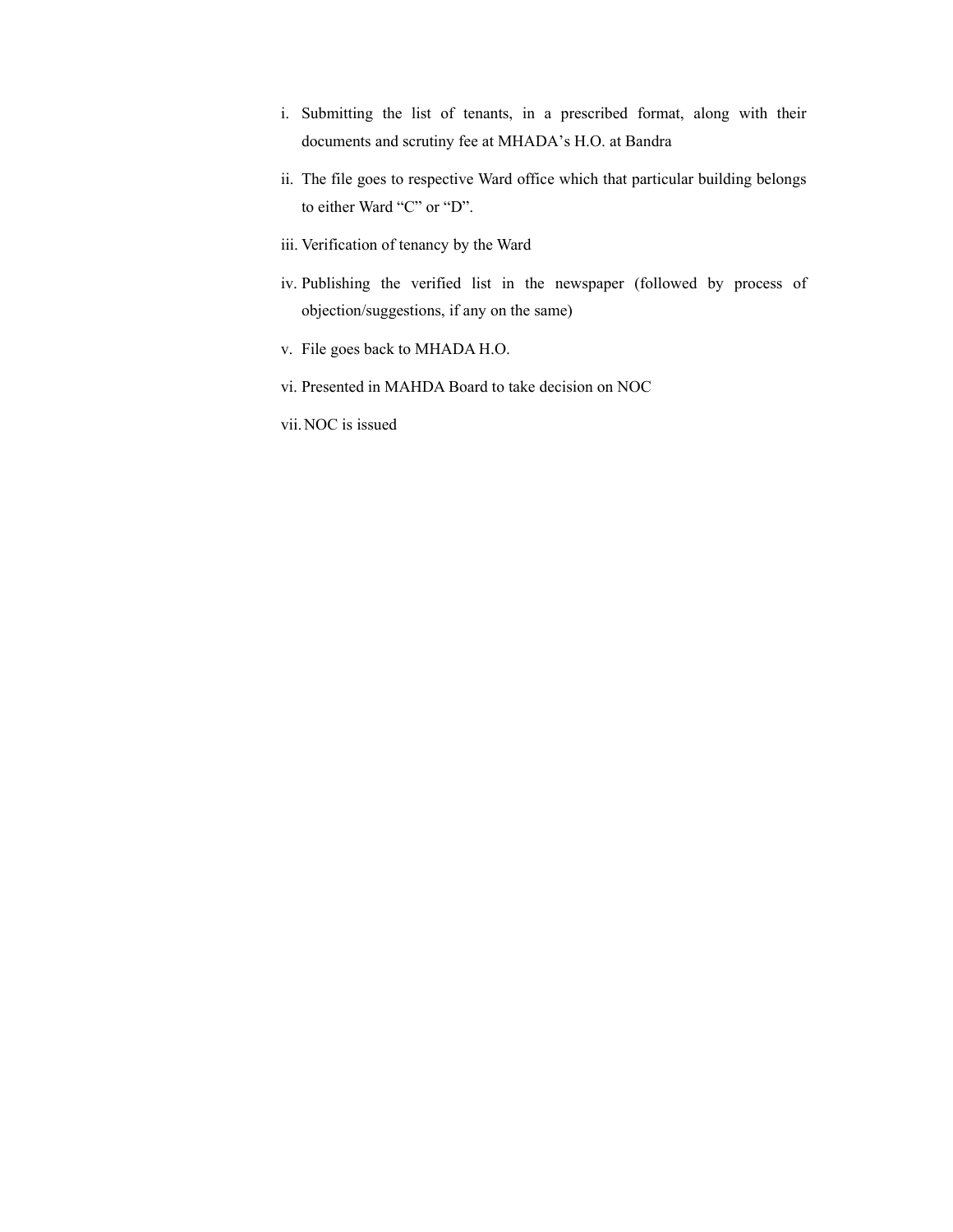i. Submitting the list of tenants, in a prescribed format, along with their documents and scrutiny fee at MHADA's H.O. at Bandra

ii. The file goes to respective Ward office which that particular building belongs to either Ward "C" or "D".

iii. Verification of tenancy by the Ward

iv. Publishing the verified list in the newspaper (followed by process of objection/suggestions, if any on the same)

v. File goes back to MHADA H.O.

vi. Presented in MAHDA Board to take decision on NOC

vii. NOC is issued